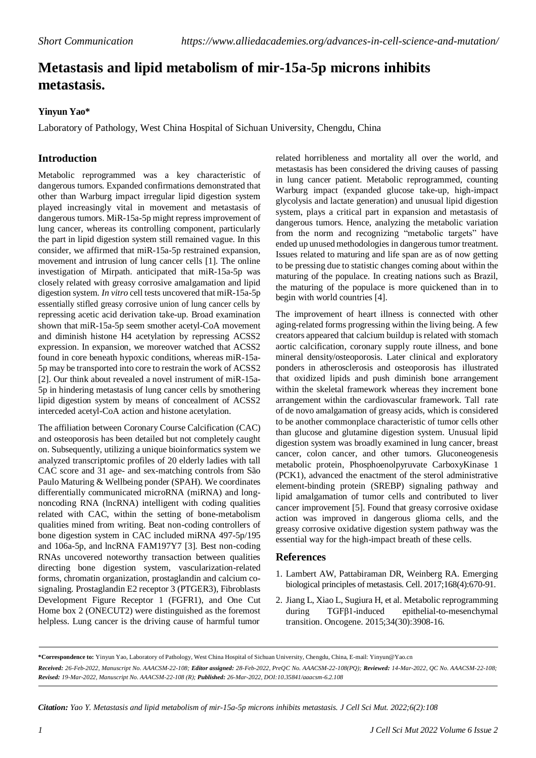*Short Communication* *https://www.alliedacademies.org/advances-in-cell-science-and-mutation/*

# Metastasis and lipid metabolism of mir-15a-5p microns inhibits metastasis.

**Yinyun Yao***

Laboratory of Pathology, West China Hospital of Sichuan University, Chengdu, China

## Introduction

Metabolic reprogrammed was a key characteristic of dangerous tumors. Expanded confirmations demonstrated that other than Warburg impact irregular lipid digestion system played increasingly vital in movement and metastasis of dangerous tumors. MiR-15a-5p might repress improvement of lung cancer, whereas its controlling component, particularly the part in lipid digestion system still remained vague. In this consider, we affirmed that miR-15a-5p restrained expansion, movement and intrusion of lung cancer cells [1]. The online investigation of Mirpath. anticipated that miR-15a-5p was closely related with greasy corrosive amalgamation and lipid digestion system. *In vitro* cell tests uncovered that miR-15a-5p essentially stifled greasy corrosive union of lung cancer cells by repressing acetic acid derivation take-up. Broad examination shown that miR-15a-5p seem smother acetyl-CoA movement and diminish histone H4 acetylation by repressing ACSS2 expression. In expansion, we moreover watched that ACSS2 found in core beneath hypoxic conditions, whereas miR-15a-5p may be transported into core to restrain the work of ACSS2 [2]. Our think about revealed a novel instrument of miR-15a-5p in hindering metastasis of lung cancer cells by smothering lipid digestion system by means of concealment of ACSS2 interceded acetyl-CoA action and histone acetylation.

The affiliation between Coronary Course Calcification (CAC) and osteoporosis has been detailed but not completely caught on. Subsequently, utilizing a unique bioinformatics system we analyzed transcriptomic profiles of 20 elderly ladies with tall CAC score and 31 age- and sex-matching controls from São Paulo Maturing & Wellbeing ponder (SPAH). We coordinates differentially communicated microRNA (miRNA) and long-noncoding RNA (lncRNA) intelligent with coding qualities related with CAC, within the setting of bone-metabolism qualities mined from writing. Beat non-coding controllers of bone digestion system in CAC included miRNA 497-5p/195 and 106a-5p, and lncRNA FAM197Y7 [3]. Best non-coding RNAs uncovered noteworthy transaction between qualities directing bone digestion system, vascularization-related forms, chromatin organization, prostaglandin and calcium co-signaling. Prostaglandin E2 receptor 3 (PTGER3), Fibroblasts Development Figure Receptor 1 (FGFR1), and One Cut Home box 2 (ONECUT2) were distinguished as the foremost helpless. Lung cancer is the driving cause of harmful tumor related horribleness and mortality all over the world, and metastasis has been considered the driving causes of passing in lung cancer patient. Metabolic reprogrammed, counting Warburg impact (expanded glucose take-up, high-impact glycolysis and lactate generation) and unusual lipid digestion system, plays a critical part in expansion and metastasis of dangerous tumors. Hence, analyzing the metabolic variation from the norm and recognizing "metabolic targets" have ended up unused methodologies in dangerous tumor treatment. Issues related to maturing and life span are as of now getting to be pressing due to statistic changes coming about within the maturing of the populace. In creating nations such as Brazil, the maturing of the populace is more quickened than in to begin with world countries [4].

The improvement of heart illness is connected with other aging-related forms progressing within the living being. A few creators appeared that calcium buildup is related with stomach aortic calcification, coronary supply route illness, and bone mineral density/osteoporosis. Later clinical and exploratory ponders in atherosclerosis and osteoporosis has illustrated that oxidized lipids and push diminish bone arrangement within the skeletal framework whereas they increment bone arrangement within the cardiovascular framework. Tall rate of de novo amalgamation of greasy acids, which is considered to be another commonplace characteristic of tumor cells other than glucose and glutamine digestion system. Unusual lipid digestion system was broadly examined in lung cancer, breast cancer, colon cancer, and other tumors. Gluconeogenesis metabolic protein, Phosphoenolpyruvate CarboxyKinase 1 (PCK1), advanced the enactment of the sterol administrative element-binding protein (SREBP) signaling pathway and lipid amalgamation of tumor cells and contributed to liver cancer improvement [5]. Found that greasy corrosive oxidase action was improved in dangerous glioma cells, and the greasy corrosive oxidative digestion system pathway was the essential way for the high-impact breath of these cells.

## References

1. Lambert AW, Pattabiraman DR, Weinberg RA. Emerging biological principles of metastasis. Cell. 2017;168(4):670-91.
2. Jiang L, Xiao L, Sugiura H, et al. Metabolic reprogramming during TGFβ1-induced epithelial-to-mesenchymal transition. Oncogene. 2015;34(30):3908-16.

---

**\*Correspondence to:** Yinyun Yao, Laboratory of Pathology, West China Hospital of Sichuan University, Chengdu, China, E-mail: Yinyun@Yao.cn

***Received:** 26-Feb-2022, Manuscript No. AAACSM-22-108; **Editor assigned:** 28-Feb-2022, PreQC No. AAACSM-22-108(PQ); **Reviewed:** 14-Mar-2022, QC No. AAACSM-22-108; **Revised:** 19-Mar-2022, Manuscript No. AAACSM-22-108 (R); **Published:** 26-Mar-2022, DOI:10.35841/aaacsm-6.2.108*

***Citation:** Yao Y. Metastasis and lipid metabolism of mir-15a-5p microns inhibits metastasis. J Cell Sci Mut. 2022;6(2):108*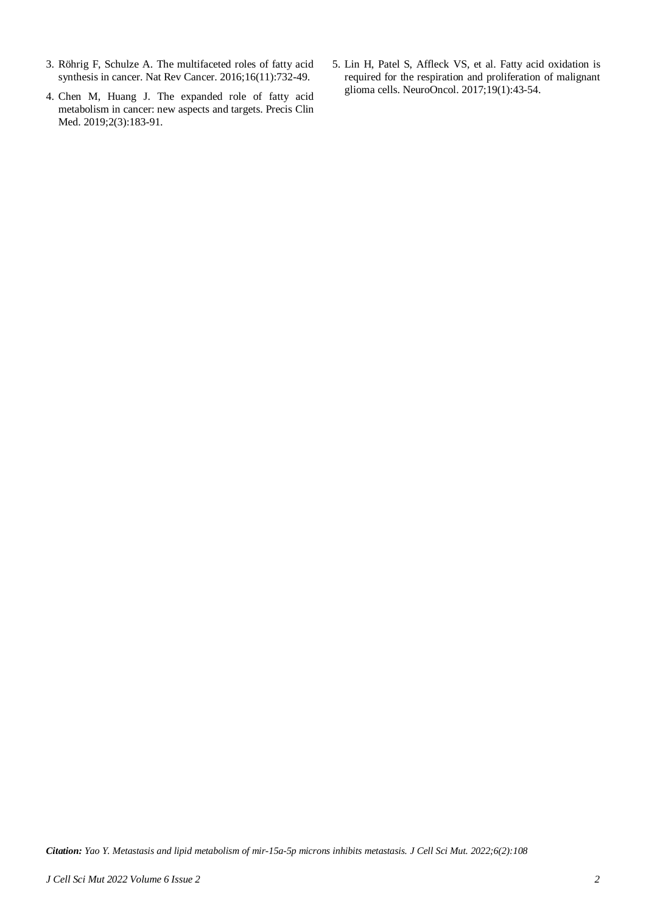3. Röhrig F, Schulze A. The multifaceted roles of fatty acid synthesis in cancer. Nat Rev Cancer. 2016;16(11):732-49.
4. Chen M, Huang J. The expanded role of fatty acid metabolism in cancer: new aspects and targets. Precis Clin Med. 2019;2(3):183-91.
5. Lin H, Patel S, Affleck VS, et al. Fatty acid oxidation is required for the respiration and proliferation of malignant glioma cells. NeuroOncol. 2017;19(1):43-54.

***Citation:*** *Yao Y. Metastasis and lipid metabolism of mir-15a-5p microns inhibits metastasis. J Cell Sci Mut. 2022;6(2):108*